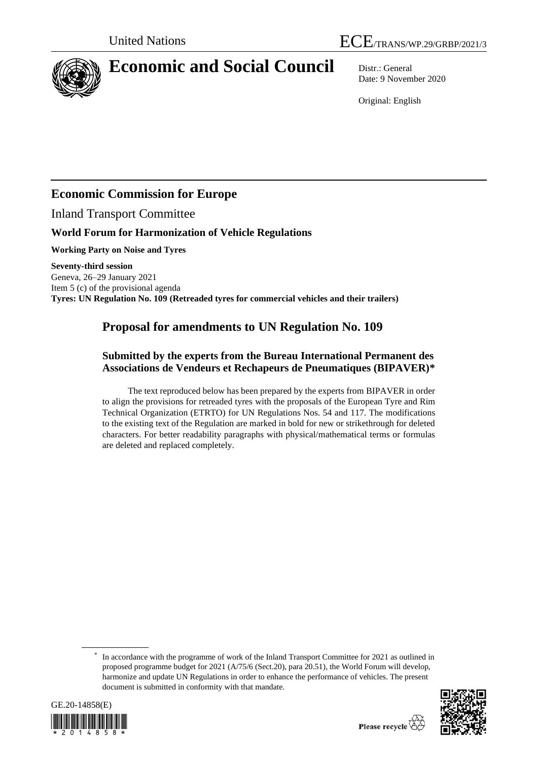United Nations

ECE/TRANS/WP.29/GRBP/2021/3

# Economic and Social Council

Distr.: General
Date: 9 November 2020

Original: English

## Economic Commission for Europe

Inland Transport Committee

### World Forum for Harmonization of Vehicle Regulations

**Working Party on Noise and Tyres**

**Seventy-third session**
Geneva, 26–29 January 2021
Item 5 (c) of the provisional agenda
**Tyres: UN Regulation No. 109 (Retreaded tyres for commercial vehicles and their trailers)**

## Proposal for amendments to UN Regulation No. 109

### Submitted by the experts from the Bureau International Permanent des Associations de Vendeurs et Rechapeurs de Pneumatiques (BIPAVER)*

The text reproduced below has been prepared by the experts from BIPAVER in order to align the provisions for retreaded tyres with the proposals of the European Tyre and Rim Technical Organization (ETRTO) for UN Regulations Nos. 54 and 117. The modifications to the existing text of the Regulation are marked in bold for new or strikethrough for deleted characters. For better readability paragraphs with physical/mathematical terms or formulas are deleted and replaced completely.

* In accordance with the programme of work of the Inland Transport Committee for 2021 as outlined in proposed programme budget for 2021 (A/75/6 (Sect.20), para 20.51), the World Forum will develop, harmonize and update UN Regulations in order to enhance the performance of vehicles. The present document is submitted in conformity with that mandate.

GE.20-14858(E)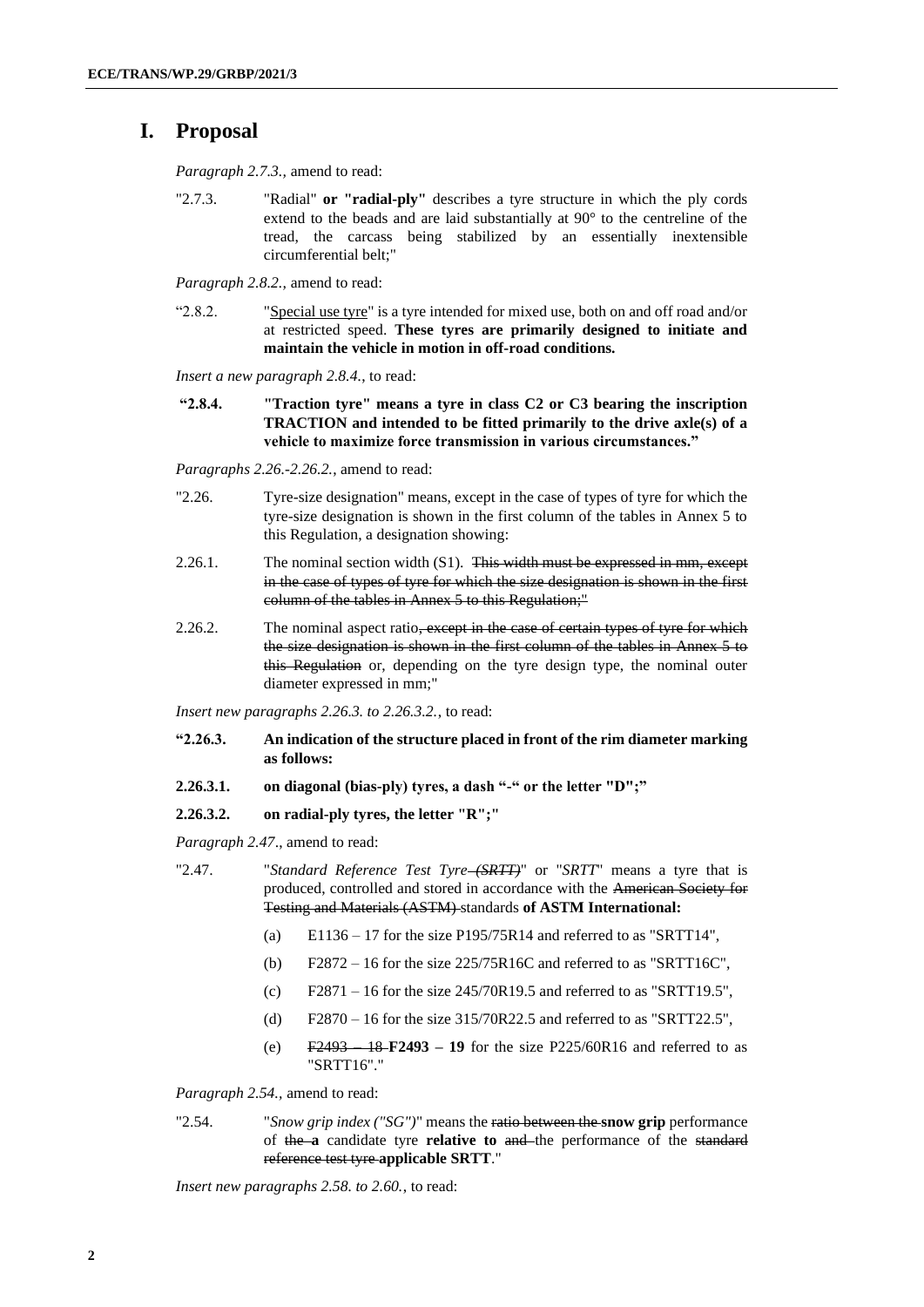# I. Proposal

*Paragraph 2.7.3.,* amend to read:

"2.7.3. "Radial" **or "radial-ply"** describes a tyre structure in which the ply cords extend to the beads and are laid substantially at 90° to the centreline of the tread, the carcass being stabilized by an essentially inextensible circumferential belt;"

*Paragraph 2.8.2.,* amend to read:

"2.8.2. "Special use tyre" is a tyre intended for mixed use, both on and off road and/or at restricted speed. **These tyres are primarily designed to initiate and maintain the vehicle in motion in off-road conditions.**

*Insert a new paragraph 2.8.4.*, to read:

**"2.8.4. "Traction tyre" means a tyre in class C2 or C3 bearing the inscription TRACTION and intended to be fitted primarily to the drive axle(s) of a vehicle to maximize force transmission in various circumstances."**

*Paragraphs 2.26.-2.26.2.*, amend to read:

"2.26. Tyre-size designation" means, except in the case of types of tyre for which the tyre-size designation is shown in the first column of the tables in Annex 5 to this Regulation, a designation showing:

2.26.1. The nominal section width (S1). ~~This width must be expressed in mm, except in the case of types of tyre for which the size designation is shown in the first column of the tables in Annex 5 to this Regulation;"~~

2.26.2. The nominal aspect ratio~~, except in the case of certain types of tyre for which the size designation is shown in the first column of the tables in Annex 5 to this Regulation~~ or, depending on the tyre design type, the nominal outer diameter expressed in mm;"

*Insert new paragraphs 2.26.3. to 2.26.3.2.*, to read:

**"2.26.3. An indication of the structure placed in front of the rim diameter marking as follows:**

**2.26.3.1. on diagonal (bias-ply) tyres, a dash "-" or the letter "D";"**

**2.26.3.2. on radial-ply tyres, the letter "R";"**

*Paragraph 2.47*., amend to read:

"2.47. "*Standard Reference Test Tyre ~~(SRTT)~~*" or "*SRTT*" means a tyre that is produced, controlled and stored in accordance with the ~~American Society for Testing and Materials (ASTM)~~ standards **of ASTM International:**

(a) E1136 – 17 for the size P195/75R14 and referred to as "SRTT14",

(b) F2872 – 16 for the size 225/75R16C and referred to as "SRTT16C",

(c) F2871 – 16 for the size 245/70R19.5 and referred to as "SRTT19.5",

(d) F2870 – 16 for the size 315/70R22.5 and referred to as "SRTT22.5",

(e) ~~F2493 – 18~~ **F2493 – 19** for the size P225/60R16 and referred to as "SRTT16"."

*Paragraph 2.54.,* amend to read:

"2.54. "*Snow grip index ("SG")*" means the ~~ratio between the~~ **snow grip** performance of ~~the~~ **a** candidate tyre **relative to** ~~and~~ the performance of the ~~standard reference test tyre~~ **applicable SRTT**."

*Insert new paragraphs 2.58. to 2.60.*, to read: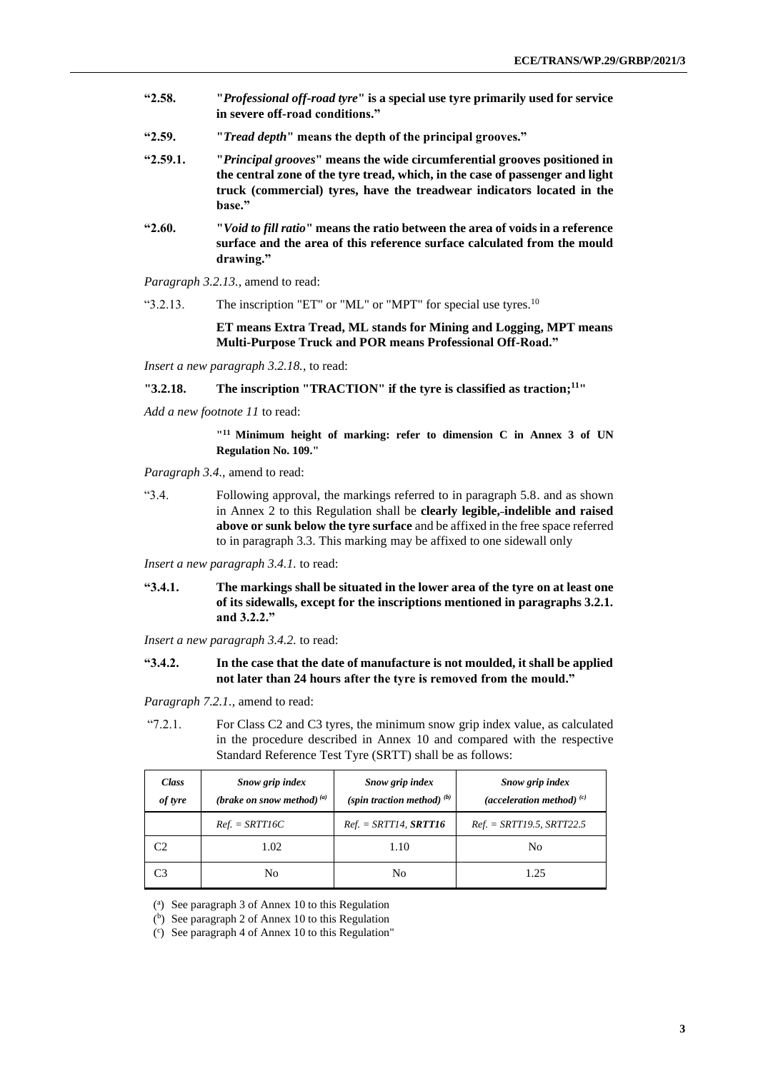**"2.58. "*Professional off-road tyre*" is a special use tyre primarily used for service in severe off-road conditions."**

**"2.59. "*Tread depth*" means the depth of the principal grooves."**

**"2.59.1. "*Principal grooves*" means the wide circumferential grooves positioned in the central zone of the tyre tread, which, in the case of passenger and light truck (commercial) tyres, have the treadwear indicators located in the base."**

**"2.60. "*Void to fill ratio*" means the ratio between the area of voids in a reference surface and the area of this reference surface calculated from the mould drawing."**

*Paragraph 3.2.13.,* amend to read:

"3.2.13. The inscription "ET" or "ML" or "MPT" for special use tyres.[10]

**ET means Extra Tread, ML stands for Mining and Logging, MPT means Multi-Purpose Truck and POR means Professional Off-Road."**

*Insert a new paragraph 3.2.18.*, to read:

**"3.2.18. The inscription "TRACTION" if the tyre is classified as traction;[11]"**

*Add a new footnote 11* to read:

**"[11] Minimum height of marking: refer to dimension C in Annex 3 of UN Regulation No. 109."**

*Paragraph 3.4.,* amend to read:

"3.4. Following approval, the markings referred to in paragraph 5.8. and as shown in Annex 2 to this Regulation shall be **clearly legible,** ~~-~~**indelible and raised above or sunk below the tyre surface** and be affixed in the free space referred to in paragraph 3.3. This marking may be affixed to one sidewall only

*Insert a new paragraph 3.4.1.* to read:

**"3.4.1. The markings shall be situated in the lower area of the tyre on at least one of its sidewalls, except for the inscriptions mentioned in paragraphs 3.2.1. and 3.2.2."**

*Insert a new paragraph 3.4.2.* to read:

**"3.4.2. In the case that the date of manufacture is not moulded, it shall be applied not later than 24 hours after the tyre is removed from the mould."**

*Paragraph 7.2.1.,* amend to read:

"7.2.1. For Class C2 and C3 tyres, the minimum snow grip index value, as calculated in the procedure described in Annex 10 and compared with the respective Standard Reference Test Tyre (SRTT) shall be as follows:

| *Class of tyre* | *Snow grip index (brake on snow method)* [(a)] | *Snow grip index (spin traction method)* [(b)] | *Snow grip index (acceleration method)* [(c)] |
|---|---|---|---|
| | *Ref. = SRTT16C* | *Ref. = SRTT14,* ***SRTT16*** | *Ref. = SRTT19.5, SRTT22.5* |
| C2 | 1.02 | 1.10 | No |
| C3 | No | No | 1.25 |

([a]) See paragraph 3 of Annex 10 to this Regulation

([b]) See paragraph 2 of Annex 10 to this Regulation

([c]) See paragraph 4 of Annex 10 to this Regulation"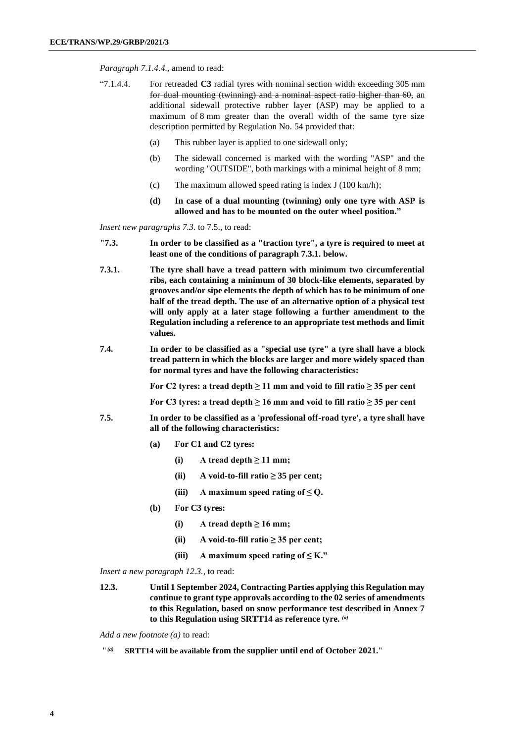*Paragraph 7.1.4.4.,* amend to read:

"7.1.4.4. For retreaded **C3** radial tyres ~~with nominal section width exceeding 305 mm for dual mounting (twinning) and a nominal aspect ratio higher than 60,~~ an additional sidewall protective rubber layer (ASP) may be applied to a maximum of 8 mm greater than the overall width of the same tyre size description permitted by Regulation No. 54 provided that:

(a) This rubber layer is applied to one sidewall only;

(b) The sidewall concerned is marked with the wording "ASP" and the wording "OUTSIDE", both markings with a minimal height of 8 mm;

(c) The maximum allowed speed rating is index J (100 km/h);

**(d) In case of a dual mounting (twinning) only one tyre with ASP is allowed and has to be mounted on the outer wheel position."**

*Insert new paragraphs 7.3.* to 7.5., to read:

**"7.3. In order to be classified as a "traction tyre", a tyre is required to meet at least one of the conditions of paragraph 7.3.1. below.**

**7.3.1. The tyre shall have a tread pattern with minimum two circumferential ribs, each containing a minimum of 30 block-like elements, separated by grooves and/or sipe elements the depth of which has to be minimum of one half of the tread depth. The use of an alternative option of a physical test will only apply at a later stage following a further amendment to the Regulation including a reference to an appropriate test methods and limit values.**

**7.4. In order to be classified as a "special use tyre" a tyre shall have a block tread pattern in which the blocks are larger and more widely spaced than for normal tyres and have the following characteristics:**

**For C2 tyres: a tread depth ≥ 11 mm and void to fill ratio ≥ 35 per cent**

**For C3 tyres: a tread depth ≥ 16 mm and void to fill ratio ≥ 35 per cent**

**7.5. In order to be classified as a 'professional off-road tyre', a tyre shall have all of the following characteristics:**

**(a) For C1 and C2 tyres:**

**(i) A tread depth ≥ 11 mm;**

**(ii) A void-to-fill ratio ≥ 35 per cent;**

**(iii) A maximum speed rating of ≤ Q.**

**(b) For C3 tyres:**

**(i) A tread depth ≥ 16 mm;**

**(ii) A void-to-fill ratio ≥ 35 per cent;**

**(iii) A maximum speed rating of ≤ K."**

*Insert a new paragraph 12.3.,* to read:

**12.3. Until 1 September 2024, Contracting Parties applying this Regulation may continue to grant type approvals according to the 02 series of amendments to this Regulation, based on snow performance test described in Annex 7 to this Regulation using SRTT14 as reference tyre.** [(a)]

*Add a new footnote (a)* to read:

" [(a)] **SRTT14 will be available from the supplier until end of October 2021.**"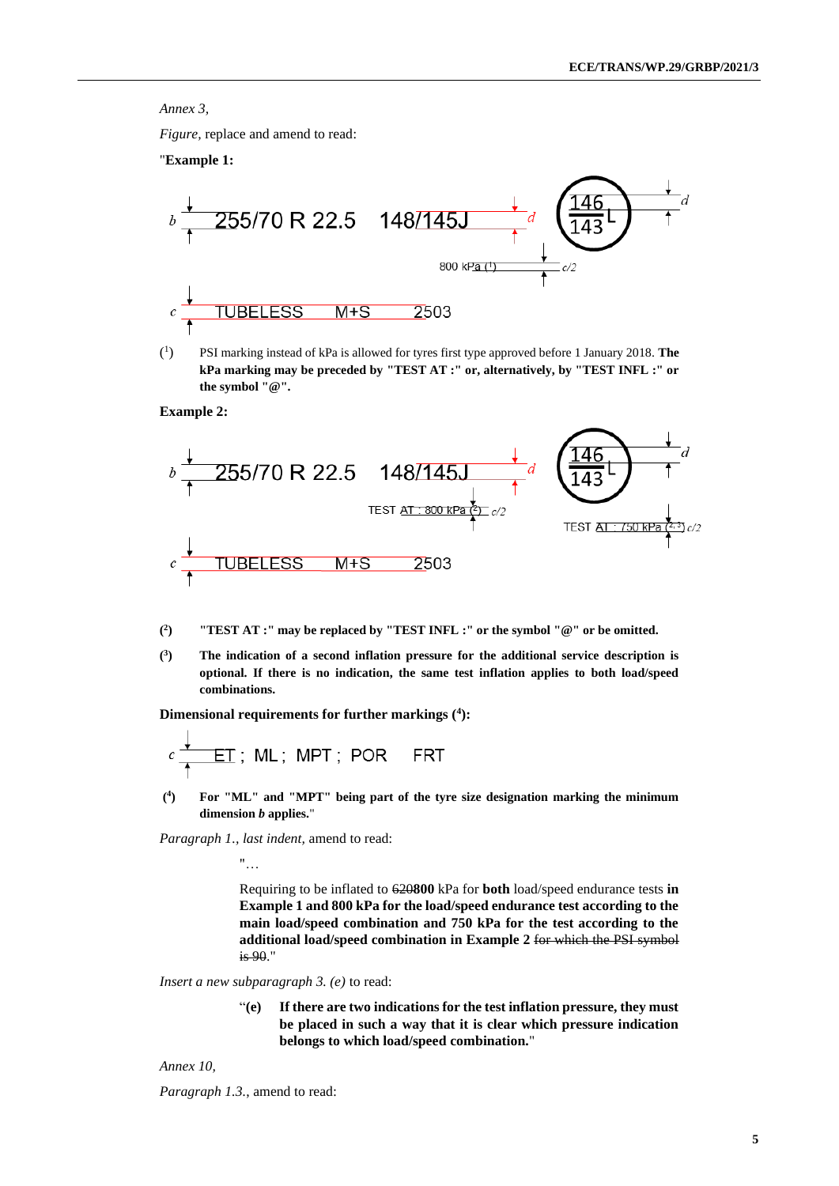*Annex 3,*

*Figure,* replace and amend to read:

"**Example 1:**

b 255/70 R 22.5 148/145J d 146/143 L d

800 kPa (1) c/2

c TUBELESS M+S 2503

(1) PSI marking instead of kPa is allowed for tyres first type approved before 1 January 2018. **The kPa marking may be preceded by "TEST AT :" or, alternatively, by "TEST INFL :" or the symbol "@".**

**Example 2:**

b 255/70 R 22.5 148/145J d 146/143 L d

TEST AT : 800 kPa (2) c/2 TEST AT : 750 kPa (2, 3) c/2

c TUBELESS M+S 2503

**(2) "TEST AT :" may be replaced by "TEST INFL :" or the symbol "@" or be omitted.**

**(3) The indication of a second inflation pressure for the additional service description is optional. If there is no indication, the same test inflation applies to both load/speed combinations.**

**Dimensional requirements for further markings (4):**

c ET ; ML ; MPT ; POR FRT

**(4) For "ML" and "MPT" being part of the tyre size designation marking the minimum dimension *b* applies.**"

*Paragraph 1., last indent,* amend to read:

> "…
>
> Requiring to be inflated to ~~620~~**800** kPa for **both** load/speed endurance tests **in Example 1 and 800 kPa for the load/speed endurance test according to the main load/speed combination and 750 kPa for the test according to the additional load/speed combination in Example 2** ~~for which the PSI symbol is 90~~."

*Insert a new subparagraph 3. (e)* to read:

> "**(e) If there are two indications for the test inflation pressure, they must be placed in such a way that it is clear which pressure indication belongs to which load/speed combination.**"

*Annex 10,*

*Paragraph 1.3.,* amend to read: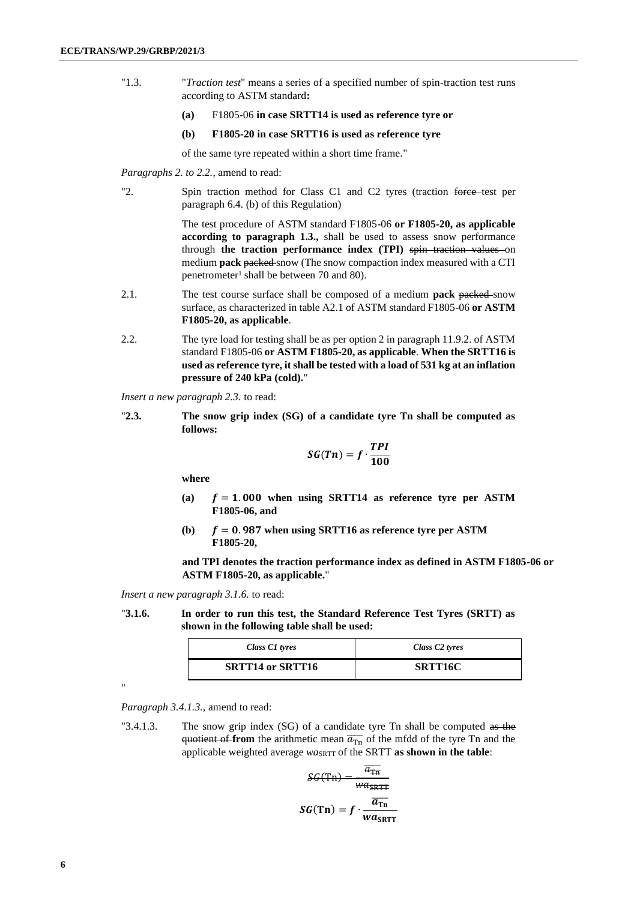"1.3. "*Traction test*" means a series of a specified number of spin-traction test runs according to ASTM standard**:**

**(a)** F1805-06 **in case SRTT14 is used as reference tyre or**

**(b) F1805-20 in case SRTT16 is used as reference tyre**

of the same tyre repeated within a short time frame."

*Paragraphs 2. to 2.2.*, amend to read:

"2. Spin traction method for Class C1 and C2 tyres (traction ~~force~~ test per paragraph 6.4. (b) of this Regulation)

The test procedure of ASTM standard F1805-06 **or F1805-20, as applicable according to paragraph 1.3.,** shall be used to assess snow performance through **the traction performance index (TPI)** ~~spin traction values~~ on medium **pack** ~~packed~~ snow (The snow compaction index measured with a CTI penetrometer[1] shall be between 70 and 80).

2.1. The test course surface shall be composed of a medium **pack** ~~packed~~ snow surface, as characterized in table A2.1 of ASTM standard F1805-06 **or ASTM F1805-20, as applicable**.

2.2. The tyre load for testing shall be as per option 2 in paragraph 11.9.2. of ASTM standard F1805-06 **or ASTM F1805-20, as applicable**. **When the SRTT16 is used as reference tyre, it shall be tested with a load of 531 kg at an inflation pressure of 240 kPa (cold).**"

*Insert a new paragraph 2.3.* to read:

"**2.3. The snow grip index (SG) of a candidate tyre Tn shall be computed as follows:**

$$\boldsymbol{SG(Tn) = f \cdot \frac{TPI}{100}}$$

**where**

**(a)** $\boldsymbol{f = 1.000}$ **when using SRTT14 as reference tyre per ASTM F1805-06, and**

**(b)** $\boldsymbol{f = 0.987}$ **when using SRTT16 as reference tyre per ASTM F1805-20,**

**and TPI denotes the traction performance index as defined in ASTM F1805-06 or ASTM F1805-20, as applicable.**"

*Insert a new paragraph 3.1.6.* to read:

"**3.1.6. In order to run this test, the Standard Reference Test Tyres (SRTT) as shown in the following table shall be used:**

| *Class C1 tyres* | *Class C2 tyres* |
|---|---|
| **SRTT14 or SRTT16** | **SRTT16C** |

"

*Paragraph 3.4.1.3.*, amend to read:

"3.4.1.3. The snow grip index (SG) of a candidate tyre Tn shall be computed ~~as the quotient of~~ **from** the arithmetic mean $\overline{a_{Tn}}$ of the mfdd of the tyre Tn and the applicable weighted average $wa_{SRTT}$ of the SRTT **as shown in the table**:

~~$$SG(\text{Tn}) = \frac{\overline{a_{\text{Tn}}}}{wa_{\text{SRTT}}}$$~~

$$\boldsymbol{SG(\text{Tn}) = f \cdot \frac{\overline{a_{\text{Tn}}}}{wa_{\text{SRTT}}}}$$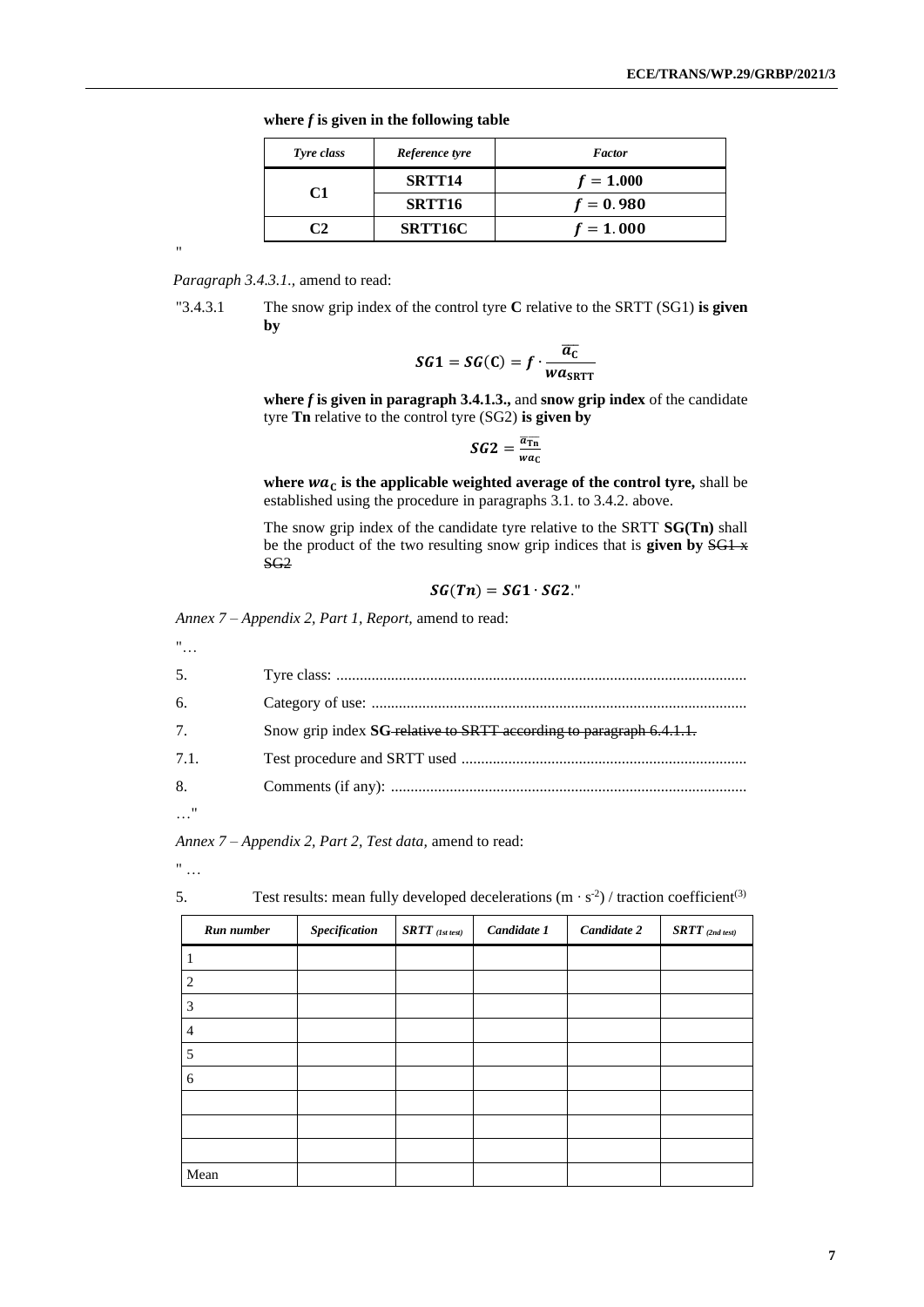**where *f* is given in the following table**

| *Tyre class* | *Reference tyre* | *Factor* |
|---|---|---|
| **C1** | **SRTT14** | $f = 1.000$ |
| | **SRTT16** | $f = 0.980$ |
| **C2** | **SRTT16C** | $f = 1.000$ |

"

*Paragraph 3.4.3.1.,* amend to read:

"3.4.3.1 The snow grip index of the control tyre **C** relative to the SRTT (SG1) **is given by**

$$SG1 = SG(C) = f \cdot \frac{\overline{a_C}}{wa_{SRTT}}$$

**where *f* is given in paragraph 3.4.1.3.,** and **snow grip index** of the candidate tyre **Tn** relative to the control tyre (SG2) **is given by**

$$SG2 = \frac{\overline{a_{Tn}}}{wa_C}$$

**where $wa_C$ is the applicable weighted average of the control tyre,** shall be established using the procedure in paragraphs 3.1. to 3.4.2. above.

The snow grip index of the candidate tyre relative to the SRTT **SG(Tn)** shall be the product of the two resulting snow grip indices that is **given by** ~~SG1 x SG2~~

$$SG(Tn) = SG1 \cdot SG2."$$

*Annex 7 – Appendix 2, Part 1, Report,* amend to read:

"…

5. Tyre class: ........................................................................................................

6. Category of use: ...............................................................................................

7. Snow grip index **SG** ~~relative to SRTT according to paragraph 6.4.1.1.~~

7.1. Test procedure and SRTT used ........................................................................

8. Comments (if any): ..........................................................................................

…"

*Annex 7 – Appendix 2, Part 2, Test data,* amend to read:

" …

5. Test results: mean fully developed decelerations ($m \cdot s^{-2}$) / traction coefficient[(3)]

| *Run number* | *Specification* | *SRTT (1st test)* | *Candidate 1* | *Candidate 2* | *SRTT (2nd test)* |
|---|---|---|---|---|---|
| 1 | | | | | |
| 2 | | | | | |
| 3 | | | | | |
| 4 | | | | | |
| 5 | | | | | |
| 6 | | | | | |
| | | | | | |
| | | | | | |
| | | | | | |
| Mean | | | | | |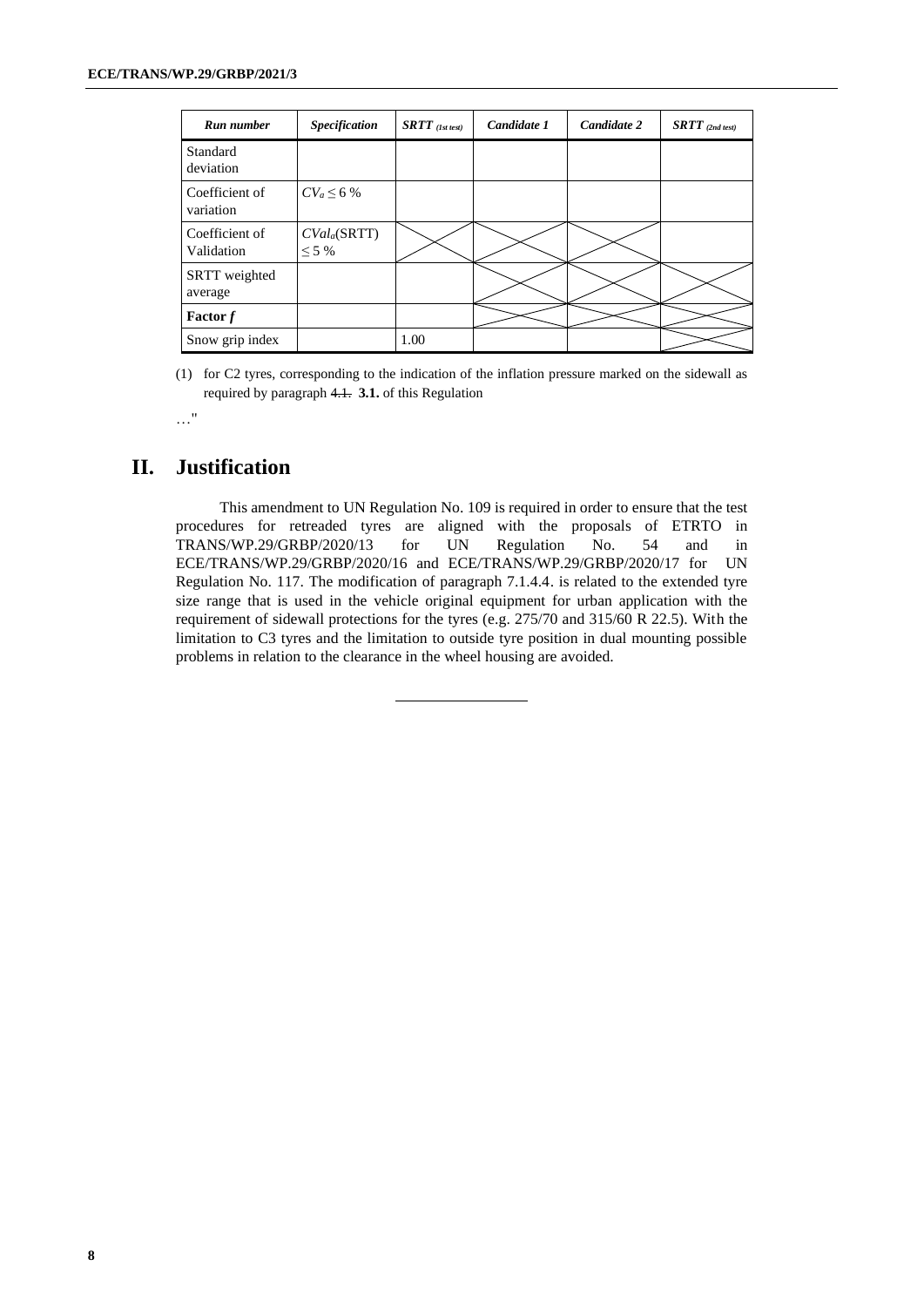| *Run number* | *Specification* | ***SRTT*** *(1st test)* | *Candidate 1* | *Candidate 2* | ***SRTT*** *(2nd test)* |
|---|---|---|---|---|---|
| Standard deviation | | | | | |
| Coefficient of variation | $CV_a \leq 6$ % | | | | |
| Coefficient of Validation | $CVal_a$(SRTT) $\leq 5$ % | | | | |
| SRTT weighted average | | | | | |
| **Factor *f*** | | | | | |
| Snow grip index | | 1.00 | | | |

(1) for C2 tyres, corresponding to the indication of the inflation pressure marked on the sidewall as required by paragraph ~~4.1.~~ **3.1.** of this Regulation

…"

# II. Justification

This amendment to UN Regulation No. 109 is required in order to ensure that the test procedures for retreaded tyres are aligned with the proposals of ETRTO in TRANS/WP.29/GRBP/2020/13 for UN Regulation No. 54 and in ECE/TRANS/WP.29/GRBP/2020/16 and ECE/TRANS/WP.29/GRBP/2020/17 for UN Regulation No. 117. The modification of paragraph 7.1.4.4. is related to the extended tyre size range that is used in the vehicle original equipment for urban application with the requirement of sidewall protections for the tyres (e.g. 275/70 and 315/60 R 22.5). With the limitation to C3 tyres and the limitation to outside tyre position in dual mounting possible problems in relation to the clearance in the wheel housing are avoided.